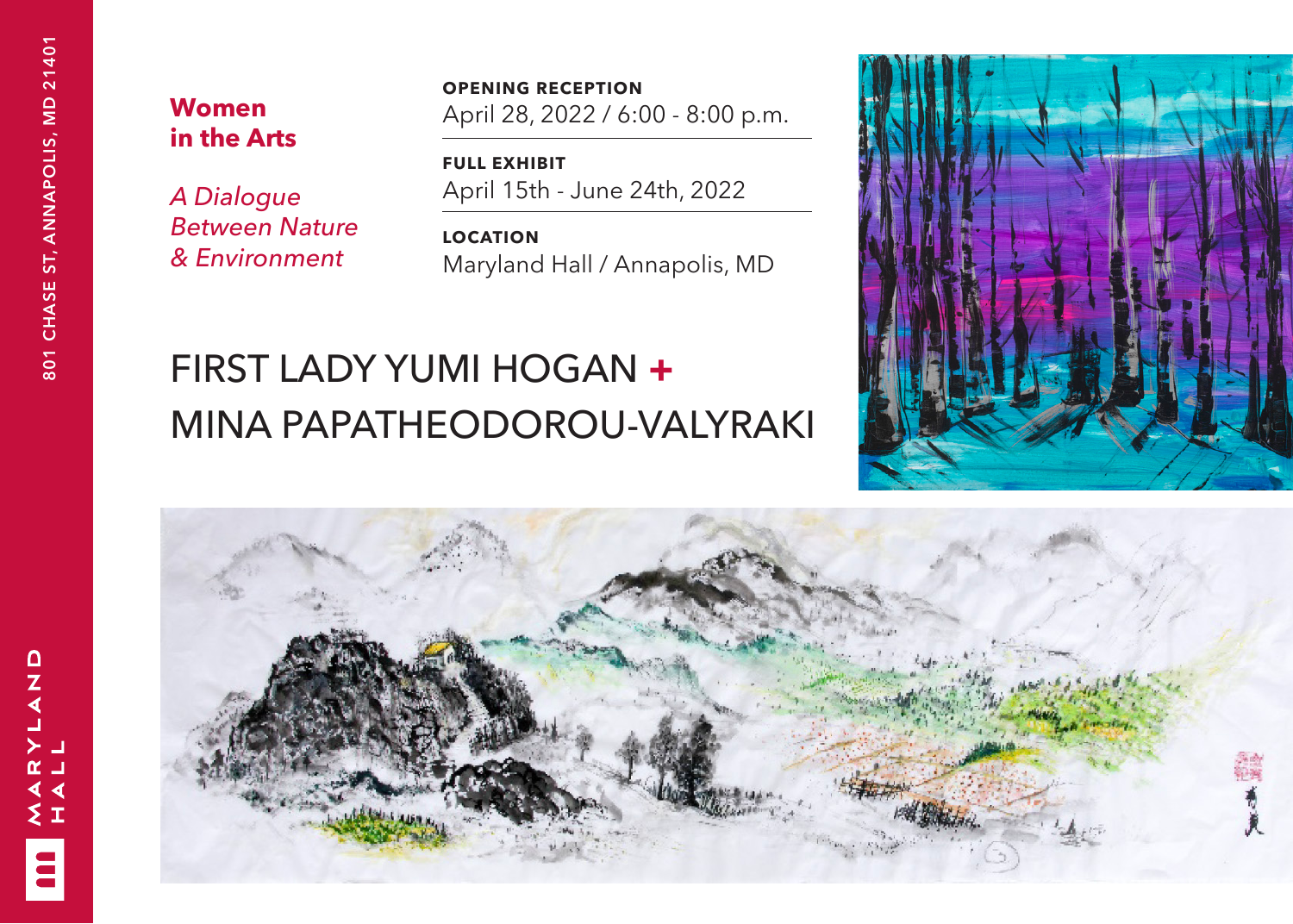801 CHASE ST, ANNAPOLIS, MD 21401

**Women in the Arts**

*A Dialogue Between Nature & Environment*

**OPENING RECEPTION**
April 28, 2022 / 6:00 - 8:00 p.m.

**FULL EXHIBIT**
April 15th - June 24th, 2022

**LOCATION**
Maryland Hall / Annapolis, MD

# FIRST LADY YUMI HOGAN + MINA PAPATHEODOROU-VALYRAKI

MARYLAND HALL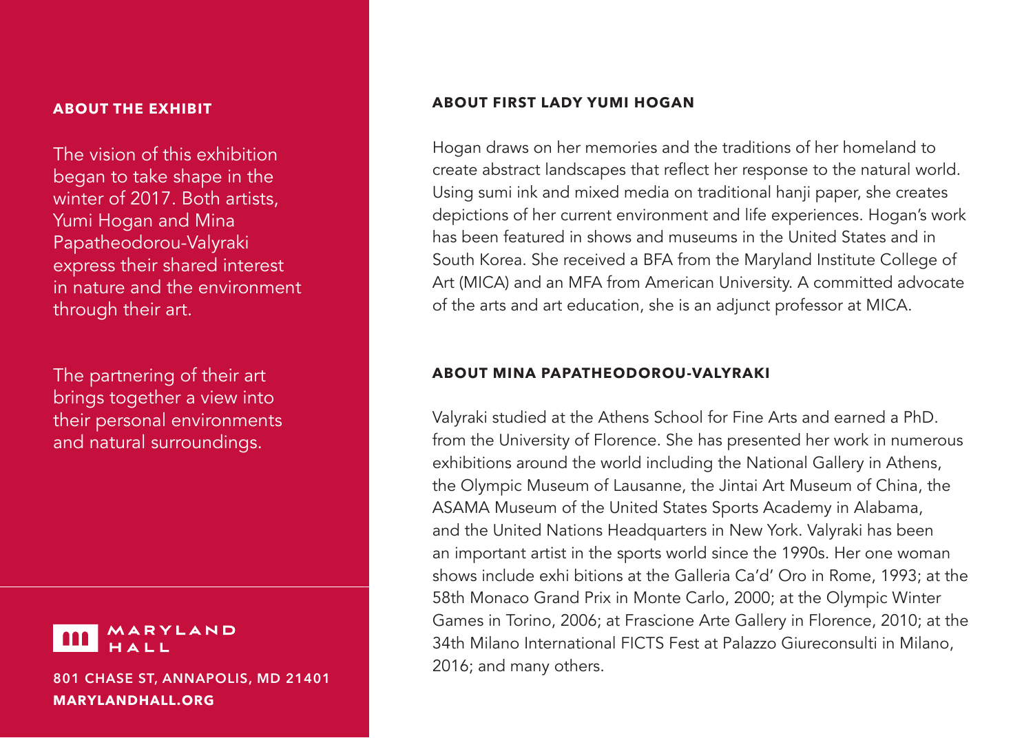## ABOUT THE EXHIBIT

The vision of this exhibition began to take shape in the winter of 2017. Both artists, Yumi Hogan and Mina Papatheodorou-Valyraki express their shared interest in nature and the environment through their art.

The partnering of their art brings together a view into their personal environments and natural surroundings.

MARYLAND HALL

801 CHASE ST, ANNAPOLIS, MD 21401
**MARYLANDHALL.ORG**

## ABOUT FIRST LADY YUMI HOGAN

Hogan draws on her memories and the traditions of her homeland to create abstract landscapes that reflect her response to the natural world. Using sumi ink and mixed media on traditional hanji paper, she creates depictions of her current environment and life experiences. Hogan's work has been featured in shows and museums in the United States and in South Korea. She received a BFA from the Maryland Institute College of Art (MICA) and an MFA from American University. A committed advocate of the arts and art education, she is an adjunct professor at MICA.

## ABOUT MINA PAPATHEODOROU-VALYRAKI

Valyraki studied at the Athens School for Fine Arts and earned a PhD. from the University of Florence. She has presented her work in numerous exhibitions around the world including the National Gallery in Athens, the Olympic Museum of Lausanne, the Jintai Art Museum of China, the ASAMA Museum of the United States Sports Academy in Alabama, and the United Nations Headquarters in New York. Valyraki has been an important artist in the sports world since the 1990s. Her one woman shows include exhi bitions at the Galleria Ca'd' Oro in Rome, 1993; at the 58th Monaco Grand Prix in Monte Carlo, 2000; at the Olympic Winter Games in Torino, 2006; at Frascione Arte Gallery in Florence, 2010; at the 34th Milano International FICTS Fest at Palazzo Giureconsulti in Milano, 2016; and many others.